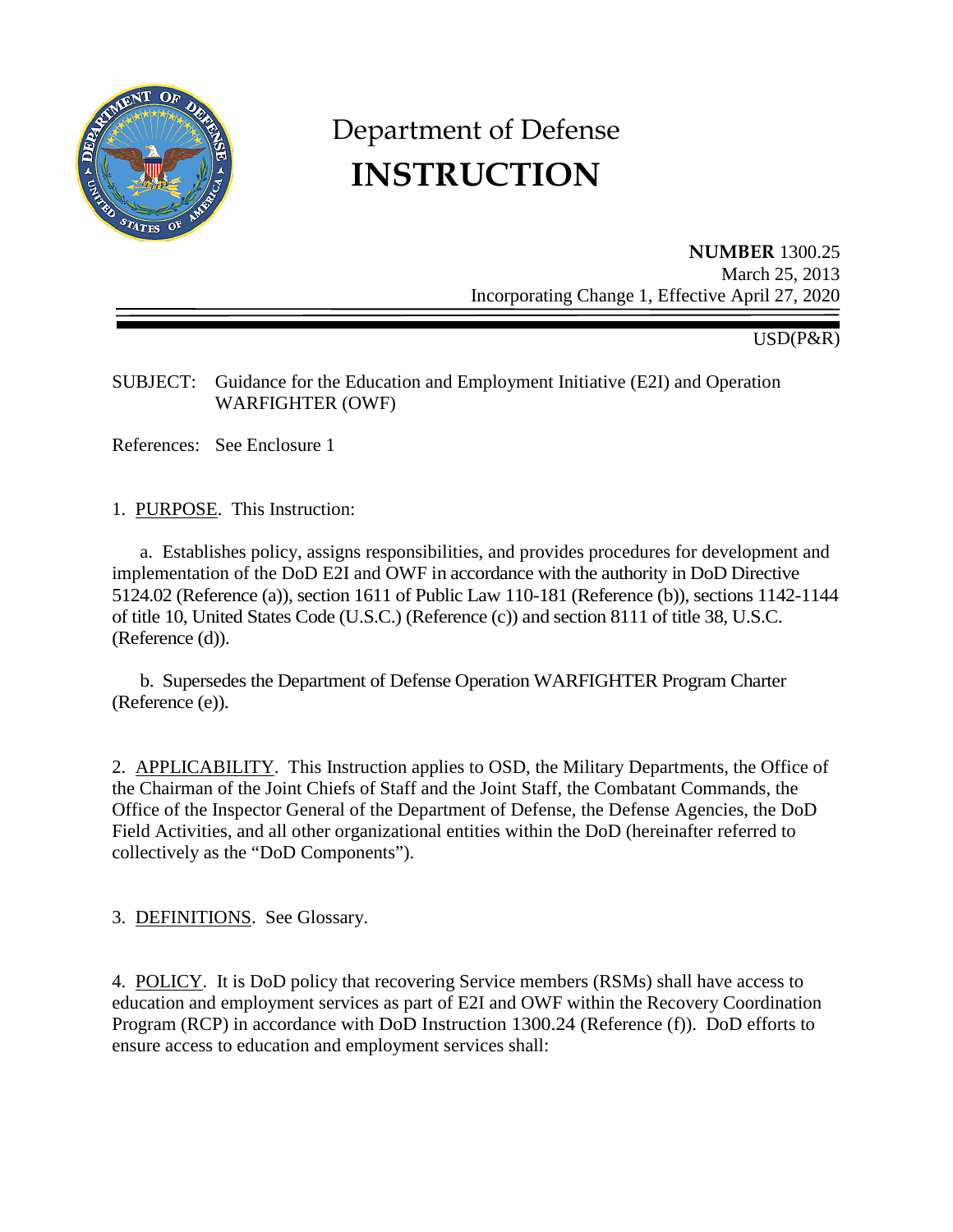# Department of Defense
# INSTRUCTION

**NUMBER** 1300.25
March 25, 2013
Incorporating Change 1, Effective April 27, 2020

USD(P&R)

SUBJECT: Guidance for the Education and Employment Initiative (E2I) and Operation WARFIGHTER (OWF)

References: See Enclosure 1

1. PURPOSE. This Instruction:

   a. Establishes policy, assigns responsibilities, and provides procedures for development and implementation of the DoD E2I and OWF in accordance with the authority in DoD Directive 5124.02 (Reference (a)), section 1611 of Public Law 110-181 (Reference (b)), sections 1142-1144 of title 10, United States Code (U.S.C.) (Reference (c)) and section 8111 of title 38, U.S.C. (Reference (d)).

   b. Supersedes the Department of Defense Operation WARFIGHTER Program Charter (Reference (e)).

2. APPLICABILITY. This Instruction applies to OSD, the Military Departments, the Office of the Chairman of the Joint Chiefs of Staff and the Joint Staff, the Combatant Commands, the Office of the Inspector General of the Department of Defense, the Defense Agencies, the DoD Field Activities, and all other organizational entities within the DoD (hereinafter referred to collectively as the "DoD Components").

3. DEFINITIONS. See Glossary.

4. POLICY. It is DoD policy that recovering Service members (RSMs) shall have access to education and employment services as part of E2I and OWF within the Recovery Coordination Program (RCP) in accordance with DoD Instruction 1300.24 (Reference (f)). DoD efforts to ensure access to education and employment services shall: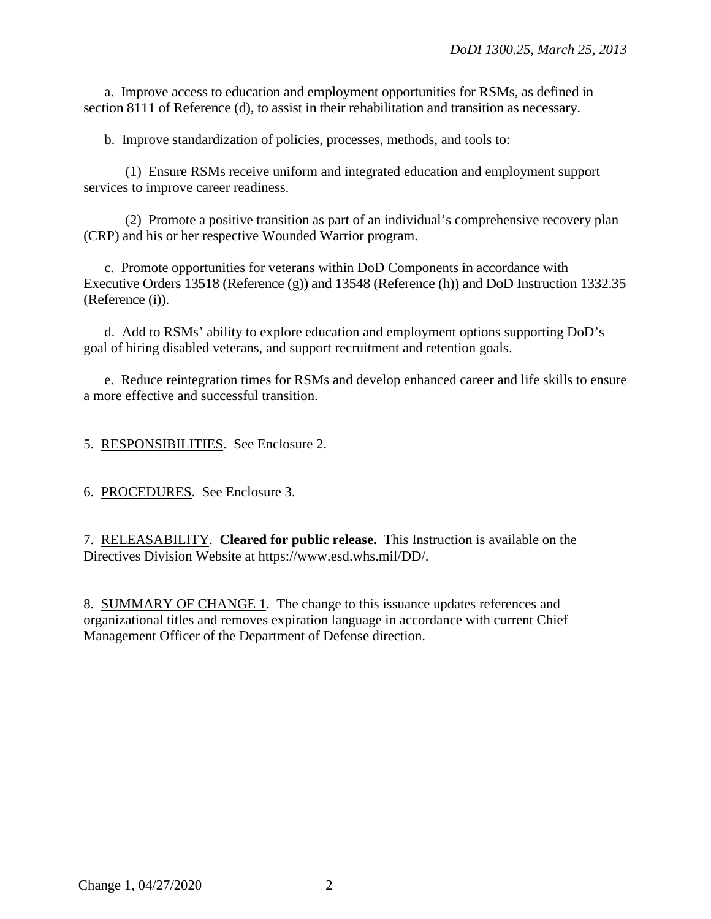a. Improve access to education and employment opportunities for RSMs, as defined in section 8111 of Reference (d), to assist in their rehabilitation and transition as necessary.

b. Improve standardization of policies, processes, methods, and tools to:

(1) Ensure RSMs receive uniform and integrated education and employment support services to improve career readiness.

(2) Promote a positive transition as part of an individual's comprehensive recovery plan (CRP) and his or her respective Wounded Warrior program.

c. Promote opportunities for veterans within DoD Components in accordance with Executive Orders 13518 (Reference (g)) and 13548 (Reference (h)) and DoD Instruction 1332.35 (Reference (i)).

d. Add to RSMs' ability to explore education and employment options supporting DoD's goal of hiring disabled veterans, and support recruitment and retention goals.

e. Reduce reintegration times for RSMs and develop enhanced career and life skills to ensure a more effective and successful transition.

5. RESPONSIBILITIES. See Enclosure 2.

6. PROCEDURES. See Enclosure 3.

7. RELEASABILITY. **Cleared for public release.** This Instruction is available on the Directives Division Website at https://www.esd.whs.mil/DD/.

8. SUMMARY OF CHANGE 1. The change to this issuance updates references and organizational titles and removes expiration language in accordance with current Chief Management Officer of the Department of Defense direction.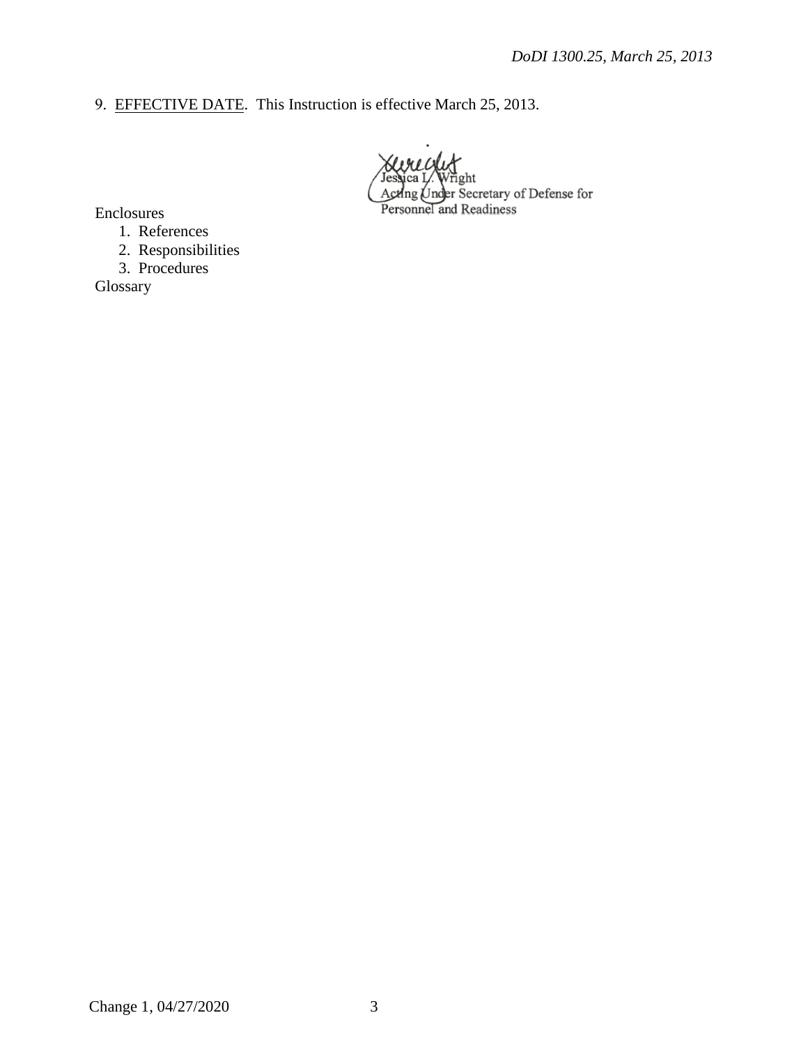9. EFFECTIVE DATE. This Instruction is effective March 25, 2013.

Jessica L. Wright
Acting Under Secretary of Defense for
Personnel and Readiness

Enclosures
1. References
2. Responsibilities
3. Procedures

Glossary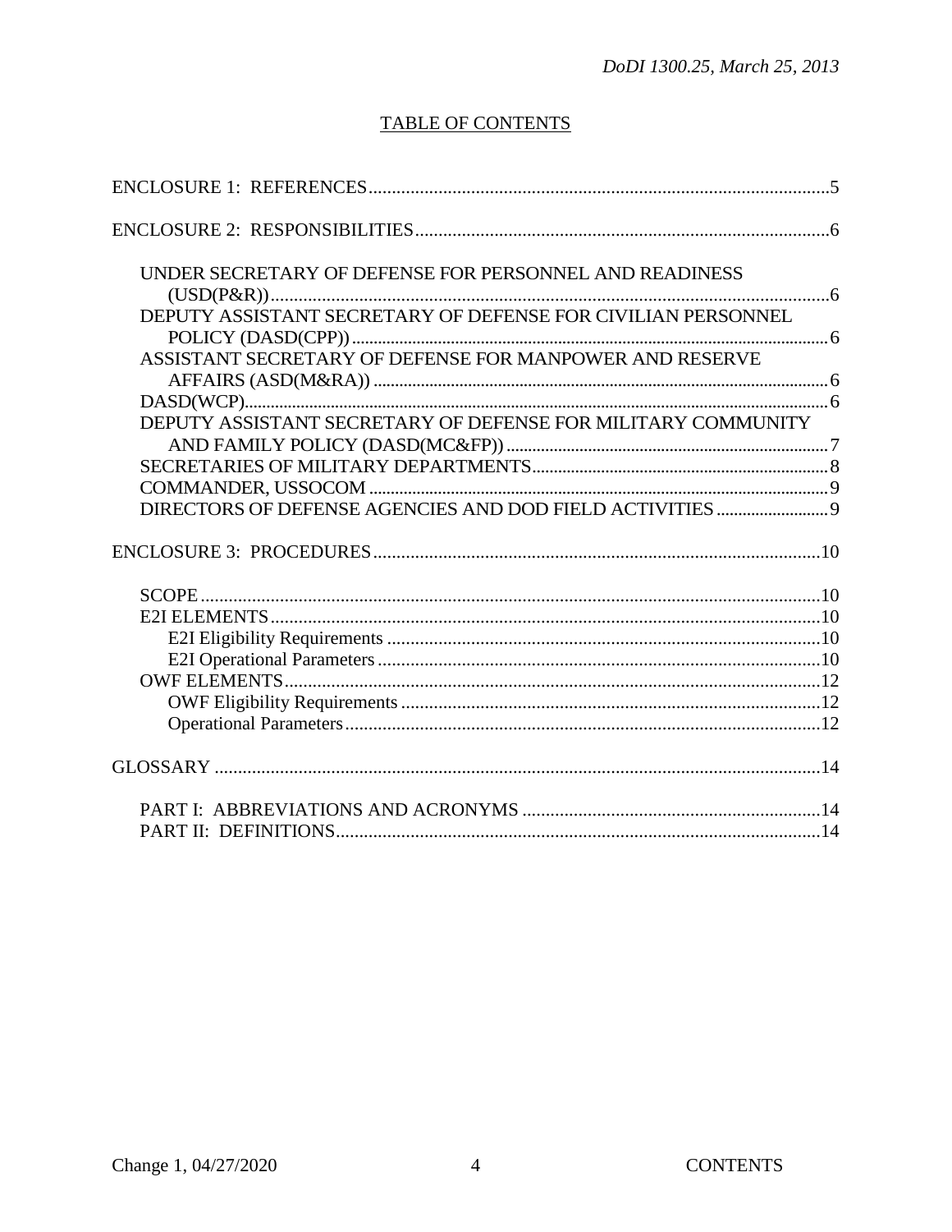## TABLE OF CONTENTS

ENCLOSURE 1: REFERENCES....................................................................................................5

ENCLOSURE 2: RESPONSIBILITIES.........................................................................................6

- UNDER SECRETARY OF DEFENSE FOR PERSONNEL AND READINESS (USD(P&R))..........................................................................................................................6
- DEPUTY ASSISTANT SECRETARY OF DEFENSE FOR CIVILIAN PERSONNEL POLICY (DASD(CPP))..............................................................................................................6
- ASSISTANT SECRETARY OF DEFENSE FOR MANPOWER AND RESERVE AFFAIRS (ASD(M&RA))........................................................................................................6
- DASD(WCP)...........................................................................................................................6
- DEPUTY ASSISTANT SECRETARY OF DEFENSE FOR MILITARY COMMUNITY AND FAMILY POLICY (DASD(MC&FP))..........................................................................7
- SECRETARIES OF MILITARY DEPARTMENTS.....................................................................8
- COMMANDER, USSOCOM.........................................................................................................9
- DIRECTORS OF DEFENSE AGENCIES AND DOD FIELD ACTIVITIES..........................9

ENCLOSURE 3: PROCEDURES................................................................................................10

- SCOPE....................................................................................................................................10
- E2I ELEMENTS.....................................................................................................................10
  - E2I Eligibility Requirements.............................................................................................10
  - E2I Operational Parameters...............................................................................................10
- OWF ELEMENTS..................................................................................................................12
  - OWF Eligibility Requirements..........................................................................................12
  - Operational Parameters......................................................................................................12

GLOSSARY..................................................................................................................................14

- PART I: ABBREVIATIONS AND ACRONYMS.................................................................14
- PART II: DEFINITIONS........................................................................................................14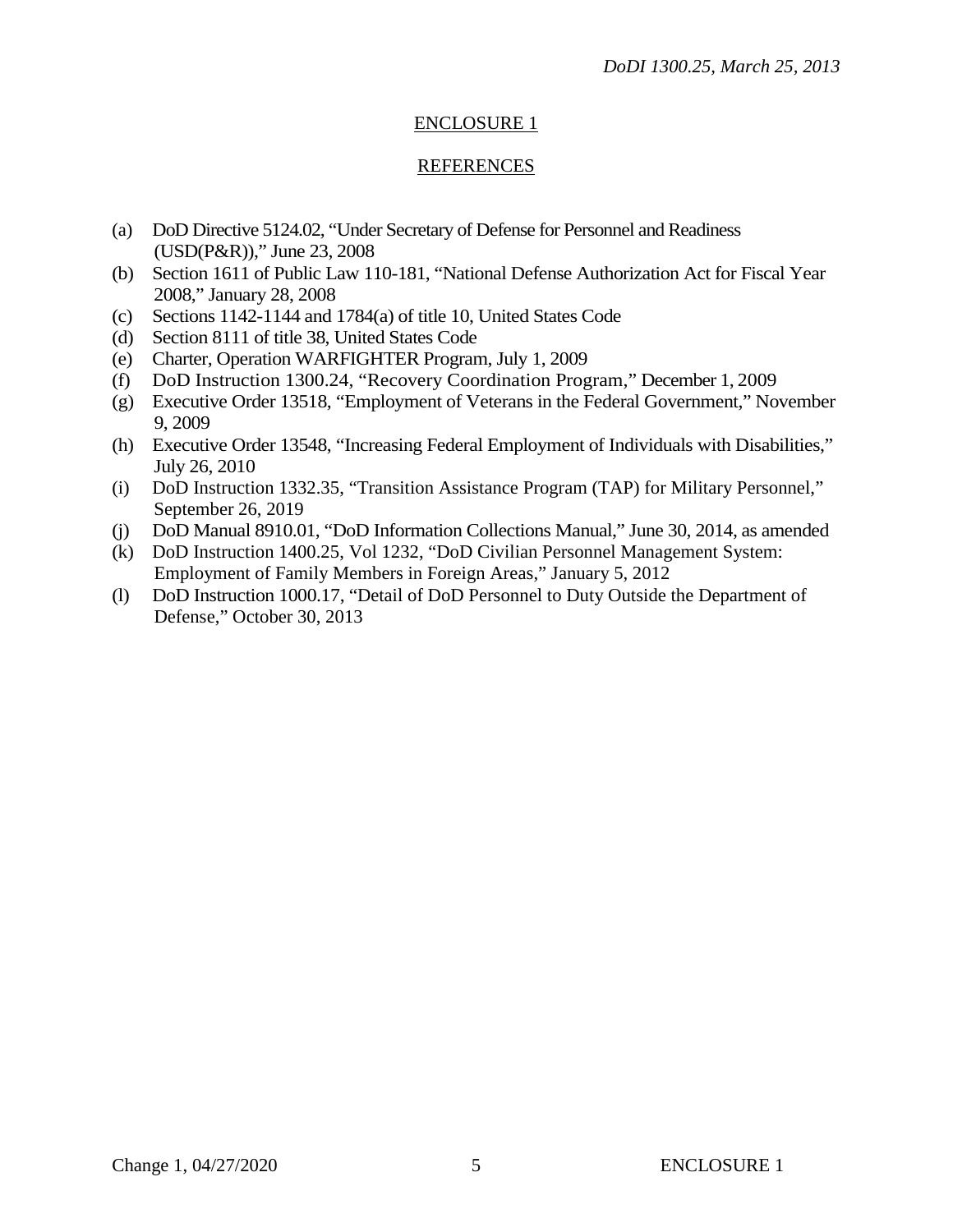## ENCLOSURE 1

## REFERENCES

(a) DoD Directive 5124.02, "Under Secretary of Defense for Personnel and Readiness (USD(P&R))," June 23, 2008

(b) Section 1611 of Public Law 110-181, "National Defense Authorization Act for Fiscal Year 2008," January 28, 2008

(c) Sections 1142-1144 and 1784(a) of title 10, United States Code

(d) Section 8111 of title 38, United States Code

(e) Charter, Operation WARFIGHTER Program, July 1, 2009

(f) DoD Instruction 1300.24, "Recovery Coordination Program," December 1, 2009

(g) Executive Order 13518, "Employment of Veterans in the Federal Government," November 9, 2009

(h) Executive Order 13548, "Increasing Federal Employment of Individuals with Disabilities," July 26, 2010

(i) DoD Instruction 1332.35, "Transition Assistance Program (TAP) for Military Personnel," September 26, 2019

(j) DoD Manual 8910.01, "DoD Information Collections Manual," June 30, 2014, as amended

(k) DoD Instruction 1400.25, Vol 1232, "DoD Civilian Personnel Management System: Employment of Family Members in Foreign Areas," January 5, 2012

(l) DoD Instruction 1000.17, "Detail of DoD Personnel to Duty Outside the Department of Defense," October 30, 2013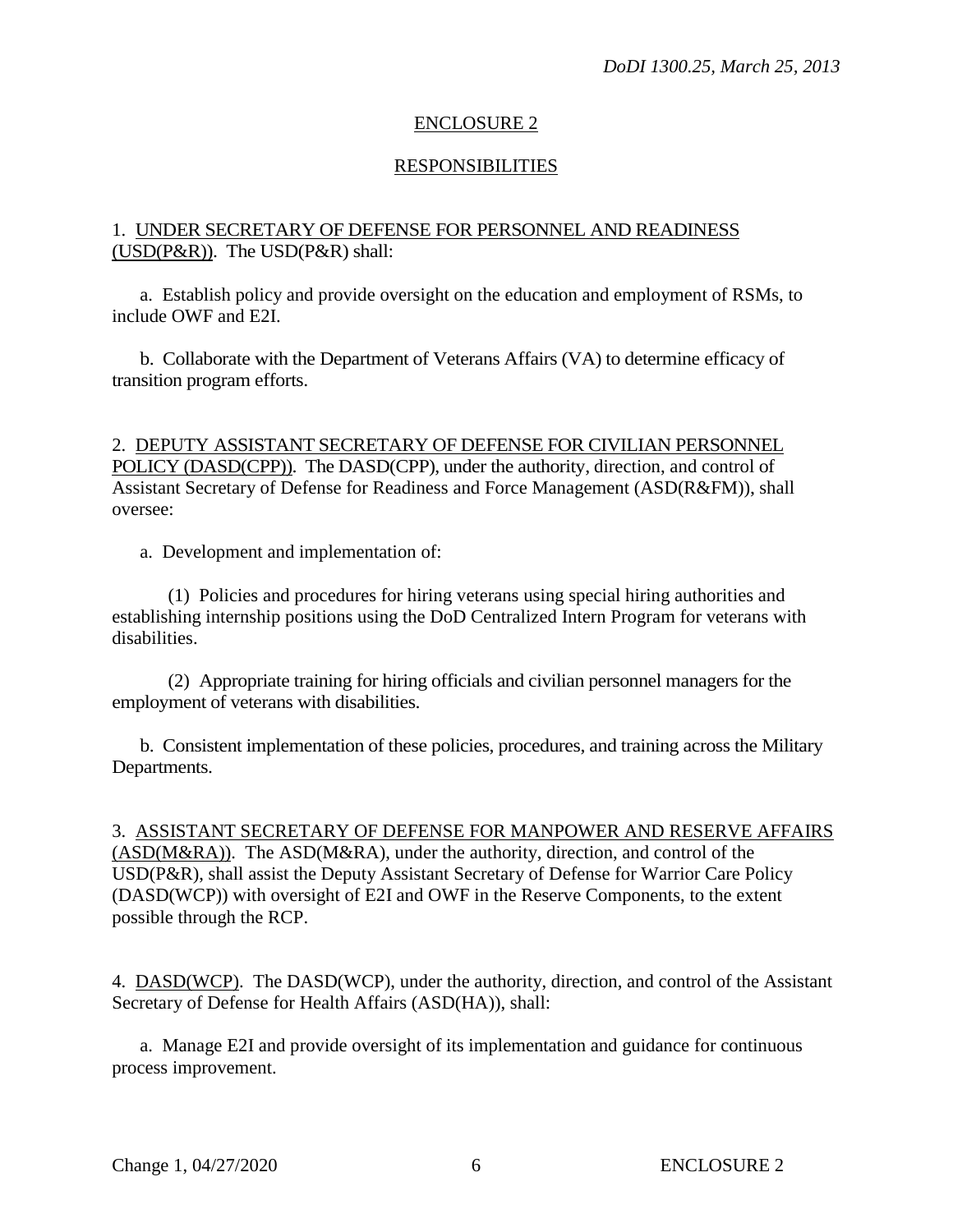## ENCLOSURE 2

## RESPONSIBILITIES

1. UNDER SECRETARY OF DEFENSE FOR PERSONNEL AND READINESS (USD(P&R)). The USD(P&R) shall:

a. Establish policy and provide oversight on the education and employment of RSMs, to include OWF and E2I.

b. Collaborate with the Department of Veterans Affairs (VA) to determine efficacy of transition program efforts.

2. DEPUTY ASSISTANT SECRETARY OF DEFENSE FOR CIVILIAN PERSONNEL POLICY (DASD(CPP)). The DASD(CPP), under the authority, direction, and control of Assistant Secretary of Defense for Readiness and Force Management (ASD(R&FM)), shall oversee:

a. Development and implementation of:

(1) Policies and procedures for hiring veterans using special hiring authorities and establishing internship positions using the DoD Centralized Intern Program for veterans with disabilities.

(2) Appropriate training for hiring officials and civilian personnel managers for the employment of veterans with disabilities.

b. Consistent implementation of these policies, procedures, and training across the Military Departments.

3. ASSISTANT SECRETARY OF DEFENSE FOR MANPOWER AND RESERVE AFFAIRS (ASD(M&RA)). The ASD(M&RA), under the authority, direction, and control of the USD(P&R), shall assist the Deputy Assistant Secretary of Defense for Warrior Care Policy (DASD(WCP)) with oversight of E2I and OWF in the Reserve Components, to the extent possible through the RCP.

4. DASD(WCP). The DASD(WCP), under the authority, direction, and control of the Assistant Secretary of Defense for Health Affairs (ASD(HA)), shall:

a. Manage E2I and provide oversight of its implementation and guidance for continuous process improvement.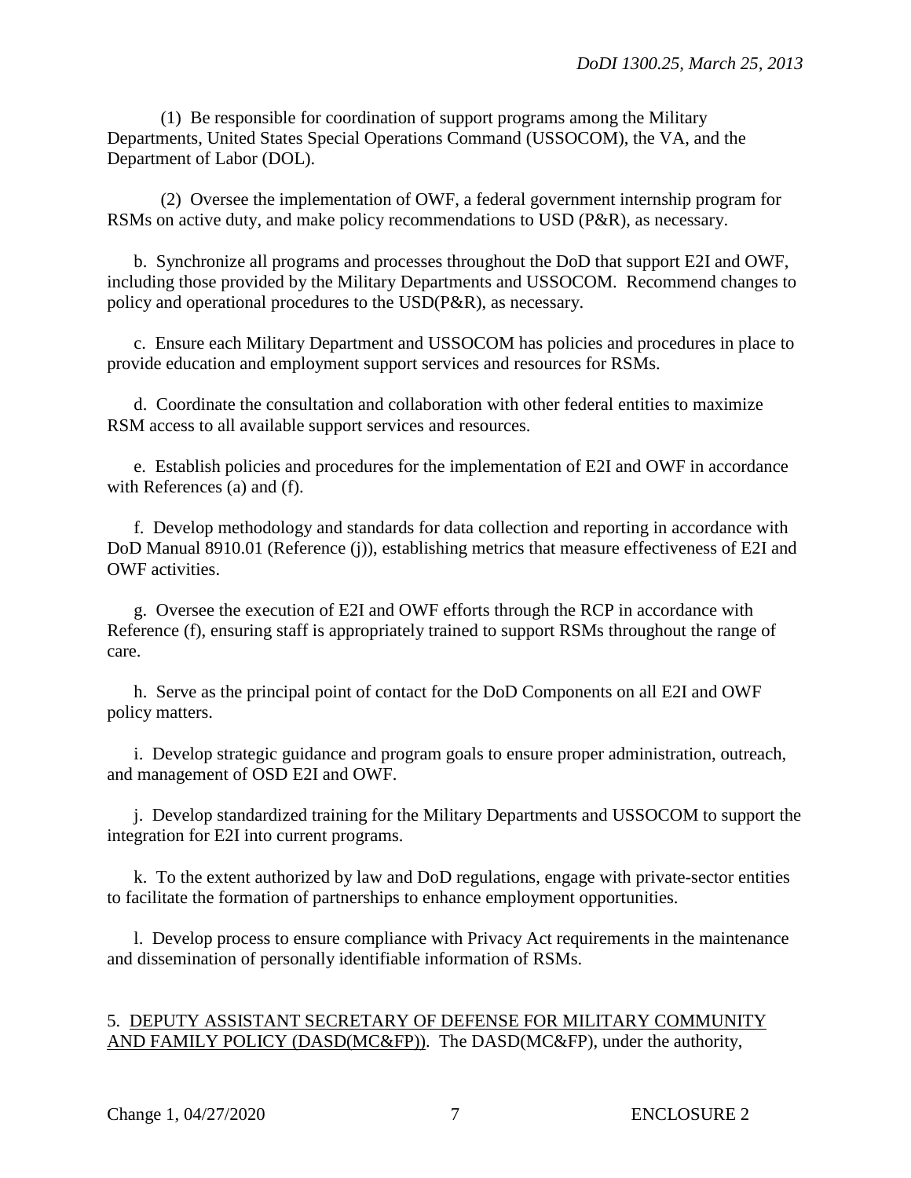(1) Be responsible for coordination of support programs among the Military Departments, United States Special Operations Command (USSOCOM), the VA, and the Department of Labor (DOL).

(2) Oversee the implementation of OWF, a federal government internship program for RSMs on active duty, and make policy recommendations to USD (P&R), as necessary.

b. Synchronize all programs and processes throughout the DoD that support E2I and OWF, including those provided by the Military Departments and USSOCOM. Recommend changes to policy and operational procedures to the USD(P&R), as necessary.

c. Ensure each Military Department and USSOCOM has policies and procedures in place to provide education and employment support services and resources for RSMs.

d. Coordinate the consultation and collaboration with other federal entities to maximize RSM access to all available support services and resources.

e. Establish policies and procedures for the implementation of E2I and OWF in accordance with References (a) and (f).

f. Develop methodology and standards for data collection and reporting in accordance with DoD Manual 8910.01 (Reference (j)), establishing metrics that measure effectiveness of E2I and OWF activities.

g. Oversee the execution of E2I and OWF efforts through the RCP in accordance with Reference (f), ensuring staff is appropriately trained to support RSMs throughout the range of care.

h. Serve as the principal point of contact for the DoD Components on all E2I and OWF policy matters.

i. Develop strategic guidance and program goals to ensure proper administration, outreach, and management of OSD E2I and OWF.

j. Develop standardized training for the Military Departments and USSOCOM to support the integration for E2I into current programs.

k. To the extent authorized by law and DoD regulations, engage with private-sector entities to facilitate the formation of partnerships to enhance employment opportunities.

l. Develop process to ensure compliance with Privacy Act requirements in the maintenance and dissemination of personally identifiable information of RSMs.

5. DEPUTY ASSISTANT SECRETARY OF DEFENSE FOR MILITARY COMMUNITY AND FAMILY POLICY (DASD(MC&FP)). The DASD(MC&FP), under the authority,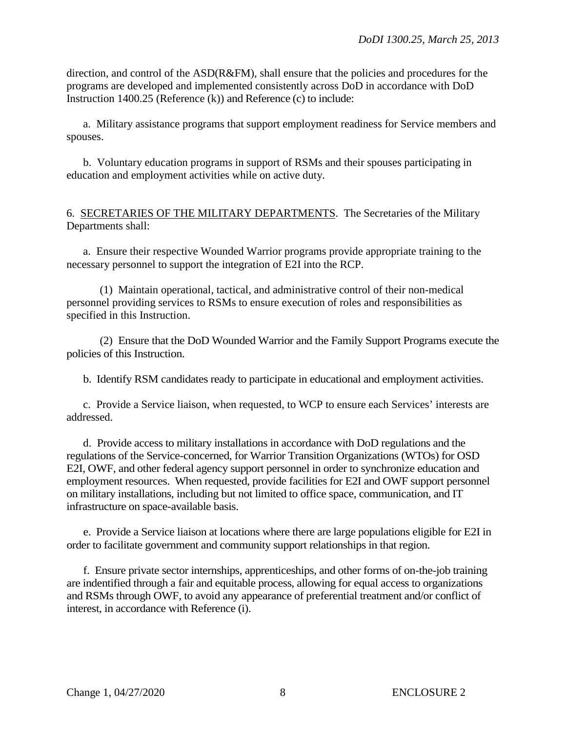direction, and control of the ASD(R&FM), shall ensure that the policies and procedures for the programs are developed and implemented consistently across DoD in accordance with DoD Instruction 1400.25 (Reference (k)) and Reference (c) to include:

a. Military assistance programs that support employment readiness for Service members and spouses.

b. Voluntary education programs in support of RSMs and their spouses participating in education and employment activities while on active duty.

6. <u>SECRETARIES OF THE MILITARY DEPARTMENTS</u>. The Secretaries of the Military Departments shall:

a. Ensure their respective Wounded Warrior programs provide appropriate training to the necessary personnel to support the integration of E2I into the RCP.

(1) Maintain operational, tactical, and administrative control of their non-medical personnel providing services to RSMs to ensure execution of roles and responsibilities as specified in this Instruction.

(2) Ensure that the DoD Wounded Warrior and the Family Support Programs execute the policies of this Instruction.

b. Identify RSM candidates ready to participate in educational and employment activities.

c. Provide a Service liaison, when requested, to WCP to ensure each Services' interests are addressed.

d. Provide access to military installations in accordance with DoD regulations and the regulations of the Service-concerned, for Warrior Transition Organizations (WTOs) for OSD E2I, OWF, and other federal agency support personnel in order to synchronize education and employment resources. When requested, provide facilities for E2I and OWF support personnel on military installations, including but not limited to office space, communication, and IT infrastructure on space-available basis.

e. Provide a Service liaison at locations where there are large populations eligible for E2I in order to facilitate government and community support relationships in that region.

f. Ensure private sector internships, apprenticeships, and other forms of on-the-job training are indentified through a fair and equitable process, allowing for equal access to organizations and RSMs through OWF, to avoid any appearance of preferential treatment and/or conflict of interest, in accordance with Reference (i).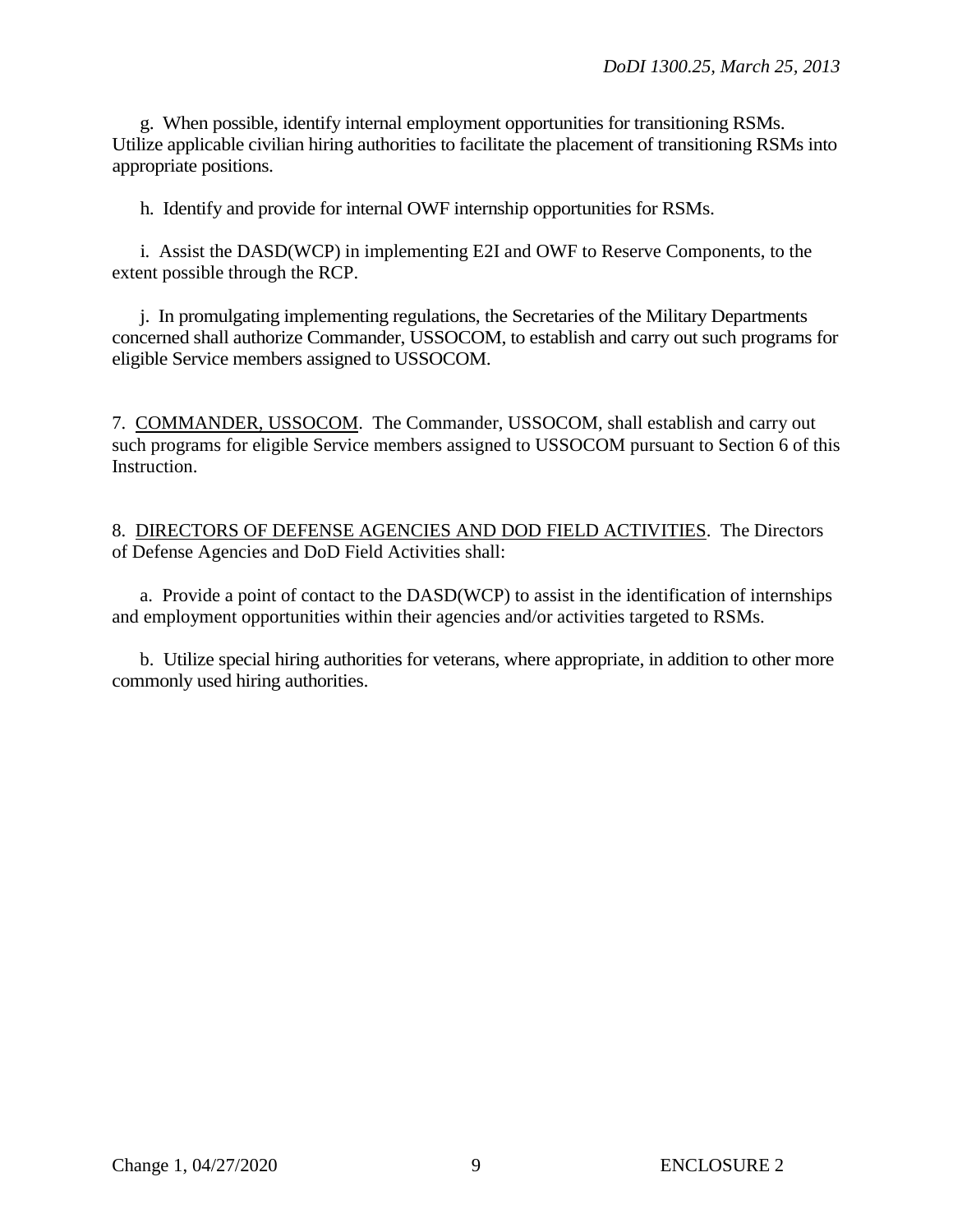g. When possible, identify internal employment opportunities for transitioning RSMs. Utilize applicable civilian hiring authorities to facilitate the placement of transitioning RSMs into appropriate positions.

h. Identify and provide for internal OWF internship opportunities for RSMs.

i. Assist the DASD(WCP) in implementing E2I and OWF to Reserve Components, to the extent possible through the RCP.

j. In promulgating implementing regulations, the Secretaries of the Military Departments concerned shall authorize Commander, USSOCOM, to establish and carry out such programs for eligible Service members assigned to USSOCOM.

7. COMMANDER, USSOCOM. The Commander, USSOCOM, shall establish and carry out such programs for eligible Service members assigned to USSOCOM pursuant to Section 6 of this Instruction.

8. DIRECTORS OF DEFENSE AGENCIES AND DOD FIELD ACTIVITIES. The Directors of Defense Agencies and DoD Field Activities shall:

a. Provide a point of contact to the DASD(WCP) to assist in the identification of internships and employment opportunities within their agencies and/or activities targeted to RSMs.

b. Utilize special hiring authorities for veterans, where appropriate, in addition to other more commonly used hiring authorities.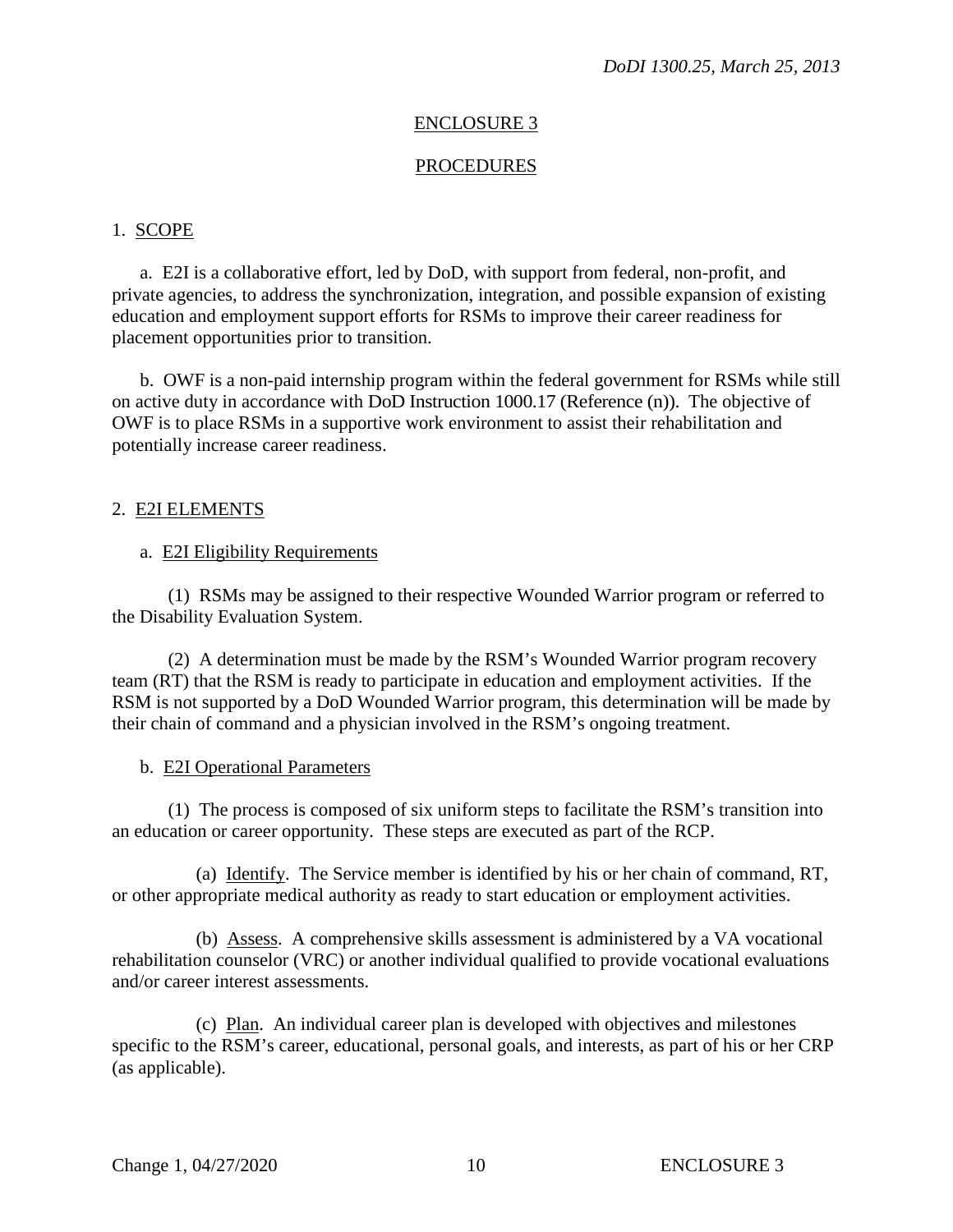## ENCLOSURE 3

## PROCEDURES

1. SCOPE

a. E2I is a collaborative effort, led by DoD, with support from federal, non-profit, and private agencies, to address the synchronization, integration, and possible expansion of existing education and employment support efforts for RSMs to improve their career readiness for placement opportunities prior to transition.

b. OWF is a non-paid internship program within the federal government for RSMs while still on active duty in accordance with DoD Instruction 1000.17 (Reference (n)). The objective of OWF is to place RSMs in a supportive work environment to assist their rehabilitation and potentially increase career readiness.

2. E2I ELEMENTS

a. E2I Eligibility Requirements

(1) RSMs may be assigned to their respective Wounded Warrior program or referred to the Disability Evaluation System.

(2) A determination must be made by the RSM's Wounded Warrior program recovery team (RT) that the RSM is ready to participate in education and employment activities. If the RSM is not supported by a DoD Wounded Warrior program, this determination will be made by their chain of command and a physician involved in the RSM's ongoing treatment.

b. E2I Operational Parameters

(1) The process is composed of six uniform steps to facilitate the RSM's transition into an education or career opportunity. These steps are executed as part of the RCP.

(a) Identify. The Service member is identified by his or her chain of command, RT, or other appropriate medical authority as ready to start education or employment activities.

(b) Assess. A comprehensive skills assessment is administered by a VA vocational rehabilitation counselor (VRC) or another individual qualified to provide vocational evaluations and/or career interest assessments.

(c) Plan. An individual career plan is developed with objectives and milestones specific to the RSM's career, educational, personal goals, and interests, as part of his or her CRP (as applicable).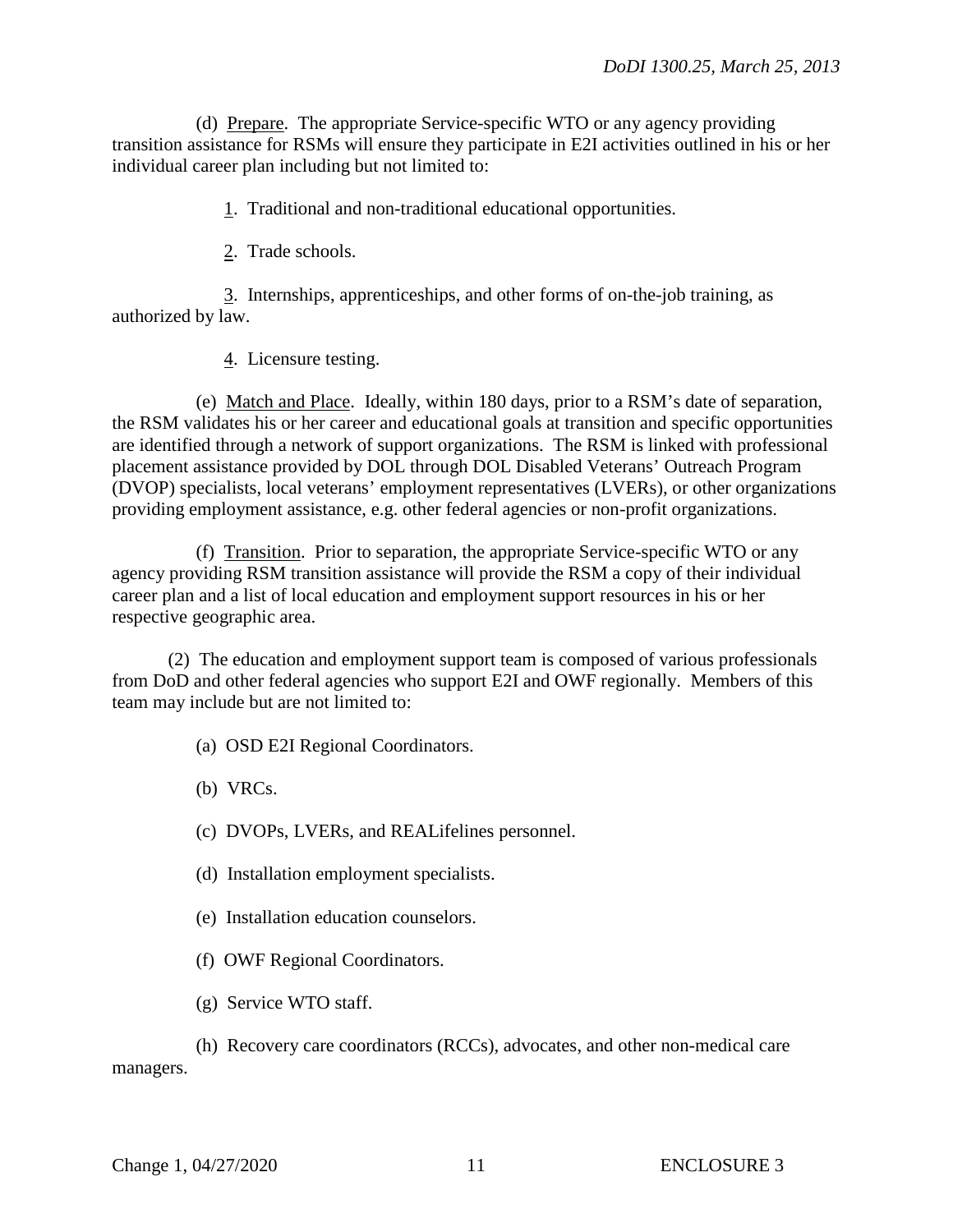(d) Prepare. The appropriate Service-specific WTO or any agency providing transition assistance for RSMs will ensure they participate in E2I activities outlined in his or her individual career plan including but not limited to:

1. Traditional and non-traditional educational opportunities.

2. Trade schools.

3. Internships, apprenticeships, and other forms of on-the-job training, as authorized by law.

4. Licensure testing.

(e) Match and Place. Ideally, within 180 days, prior to a RSM's date of separation, the RSM validates his or her career and educational goals at transition and specific opportunities are identified through a network of support organizations. The RSM is linked with professional placement assistance provided by DOL through DOL Disabled Veterans' Outreach Program (DVOP) specialists, local veterans' employment representatives (LVERs), or other organizations providing employment assistance, e.g. other federal agencies or non-profit organizations.

(f) Transition. Prior to separation, the appropriate Service-specific WTO or any agency providing RSM transition assistance will provide the RSM a copy of their individual career plan and a list of local education and employment support resources in his or her respective geographic area.

(2) The education and employment support team is composed of various professionals from DoD and other federal agencies who support E2I and OWF regionally. Members of this team may include but are not limited to:

(a) OSD E2I Regional Coordinators.

(b) VRCs.

(c) DVOPs, LVERs, and REALifelines personnel.

(d) Installation employment specialists.

(e) Installation education counselors.

(f) OWF Regional Coordinators.

(g) Service WTO staff.

(h) Recovery care coordinators (RCCs), advocates, and other non-medical care managers.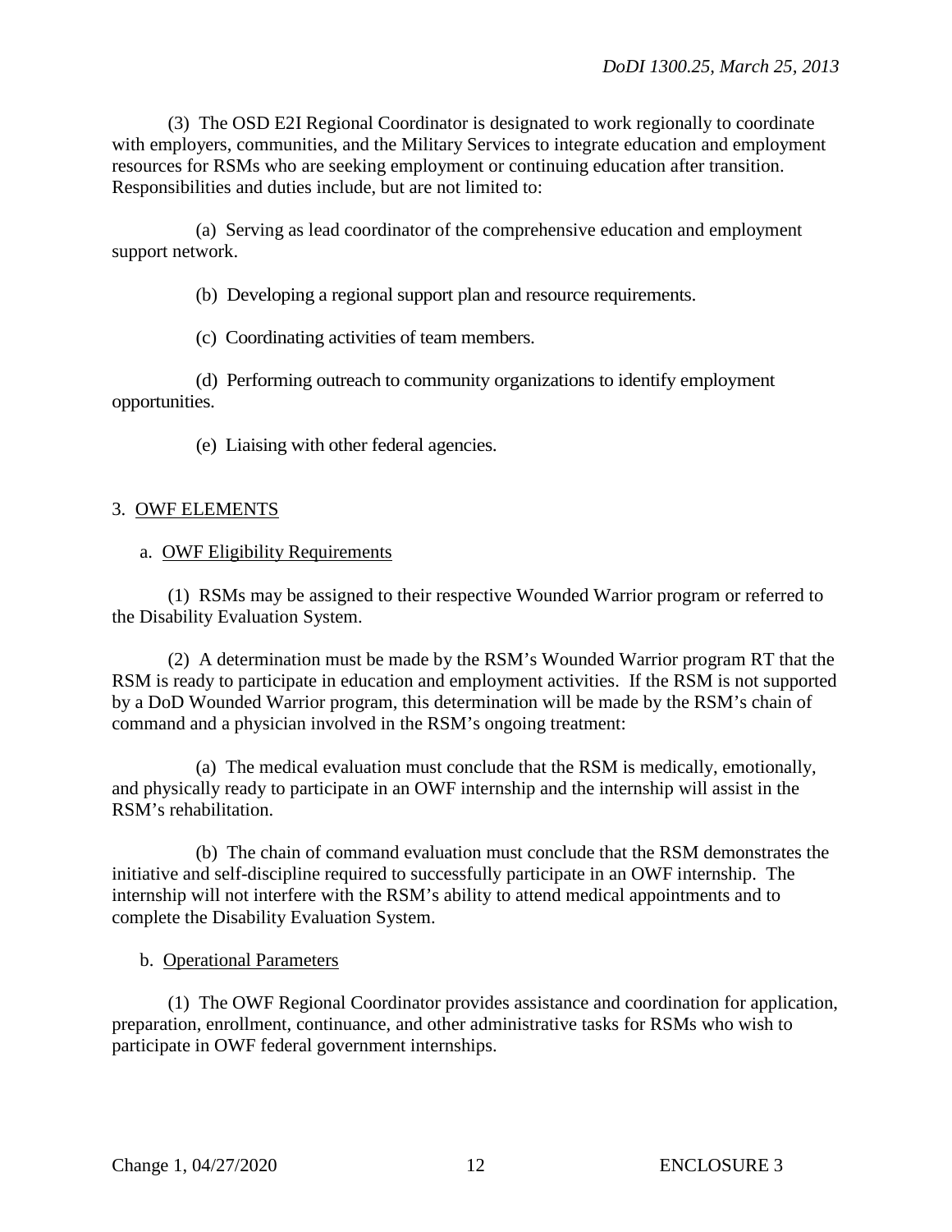(3) The OSD E2I Regional Coordinator is designated to work regionally to coordinate with employers, communities, and the Military Services to integrate education and employment resources for RSMs who are seeking employment or continuing education after transition. Responsibilities and duties include, but are not limited to:

(a) Serving as lead coordinator of the comprehensive education and employment support network.

(b) Developing a regional support plan and resource requirements.

(c) Coordinating activities of team members.

(d) Performing outreach to community organizations to identify employment opportunities.

(e) Liaising with other federal agencies.

3. OWF ELEMENTS

a. OWF Eligibility Requirements

(1) RSMs may be assigned to their respective Wounded Warrior program or referred to the Disability Evaluation System.

(2) A determination must be made by the RSM's Wounded Warrior program RT that the RSM is ready to participate in education and employment activities. If the RSM is not supported by a DoD Wounded Warrior program, this determination will be made by the RSM's chain of command and a physician involved in the RSM's ongoing treatment:

(a) The medical evaluation must conclude that the RSM is medically, emotionally, and physically ready to participate in an OWF internship and the internship will assist in the RSM's rehabilitation.

(b) The chain of command evaluation must conclude that the RSM demonstrates the initiative and self-discipline required to successfully participate in an OWF internship. The internship will not interfere with the RSM's ability to attend medical appointments and to complete the Disability Evaluation System.

b. Operational Parameters

(1) The OWF Regional Coordinator provides assistance and coordination for application, preparation, enrollment, continuance, and other administrative tasks for RSMs who wish to participate in OWF federal government internships.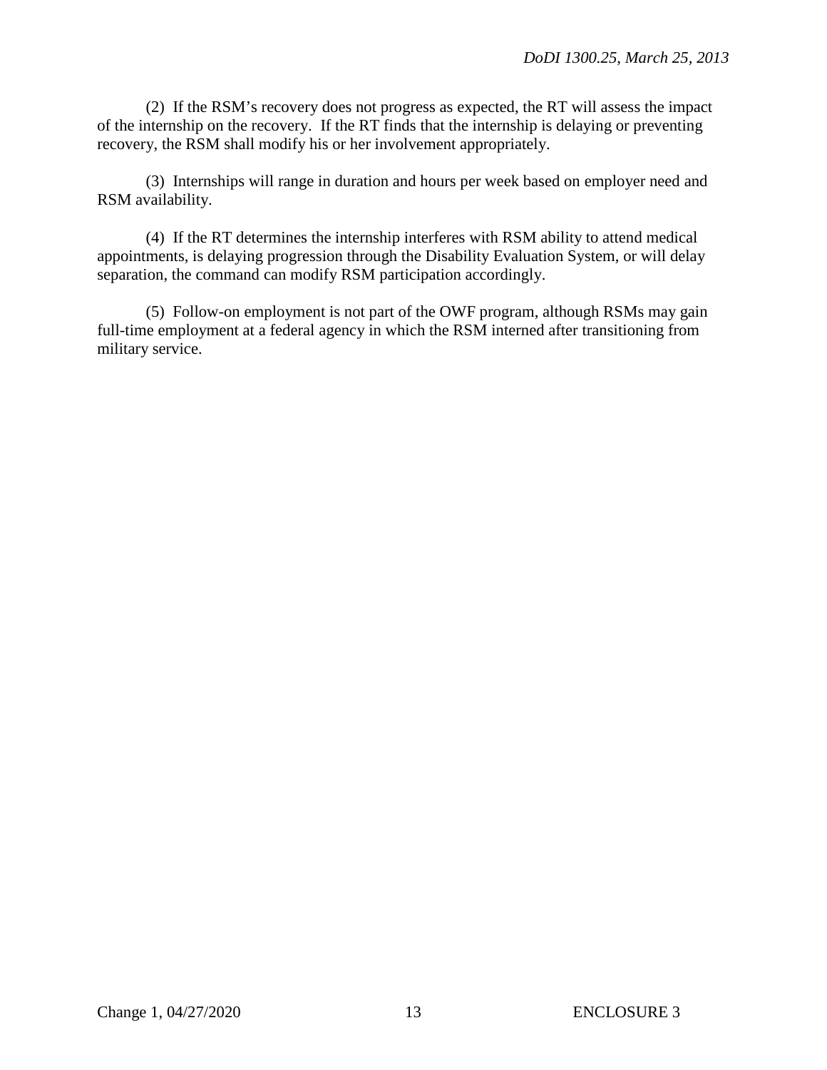(2) If the RSM's recovery does not progress as expected, the RT will assess the impact of the internship on the recovery. If the RT finds that the internship is delaying or preventing recovery, the RSM shall modify his or her involvement appropriately.

(3) Internships will range in duration and hours per week based on employer need and RSM availability.

(4) If the RT determines the internship interferes with RSM ability to attend medical appointments, is delaying progression through the Disability Evaluation System, or will delay separation, the command can modify RSM participation accordingly.

(5) Follow-on employment is not part of the OWF program, although RSMs may gain full-time employment at a federal agency in which the RSM interned after transitioning from military service.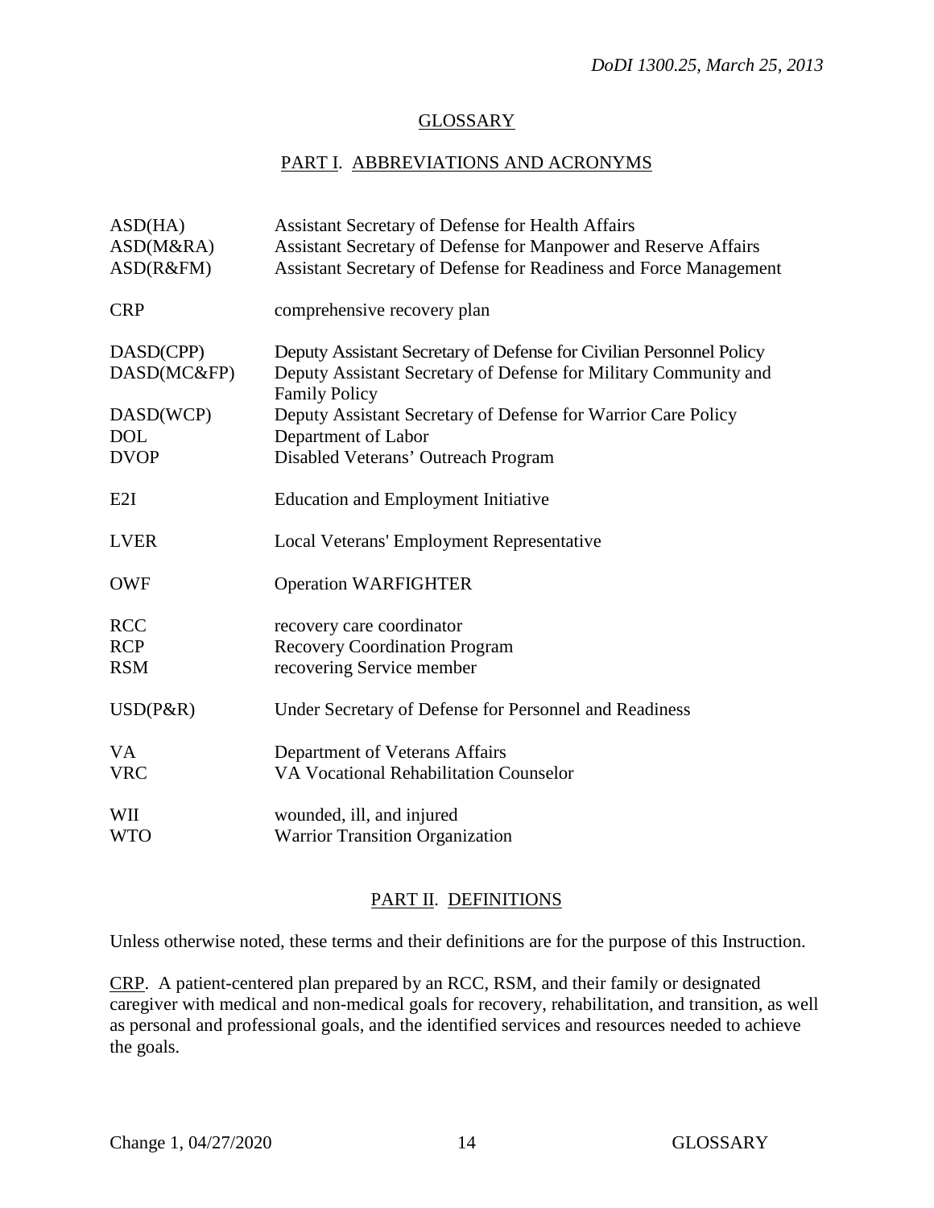## GLOSSARY

### PART I. ABBREVIATIONS AND ACRONYMS

| | |
|---|---|
| ASD(HA) | Assistant Secretary of Defense for Health Affairs |
| ASD(M&RA) | Assistant Secretary of Defense for Manpower and Reserve Affairs |
| ASD(R&FM) | Assistant Secretary of Defense for Readiness and Force Management |
| CRP | comprehensive recovery plan |
| DASD(CPP) | Deputy Assistant Secretary of Defense for Civilian Personnel Policy |
| DASD(MC&FP) | Deputy Assistant Secretary of Defense for Military Community and Family Policy |
| DASD(WCP) | Deputy Assistant Secretary of Defense for Warrior Care Policy |
| DOL | Department of Labor |
| DVOP | Disabled Veterans' Outreach Program |
| E2I | Education and Employment Initiative |
| LVER | Local Veterans' Employment Representative |
| OWF | Operation WARFIGHTER |
| RCC | recovery care coordinator |
| RCP | Recovery Coordination Program |
| RSM | recovering Service member |
| USD(P&R) | Under Secretary of Defense for Personnel and Readiness |
| VA | Department of Veterans Affairs |
| VRC | VA Vocational Rehabilitation Counselor |
| WII | wounded, ill, and injured |
| WTO | Warrior Transition Organization |

### PART II. DEFINITIONS

Unless otherwise noted, these terms and their definitions are for the purpose of this Instruction.

CRP. A patient-centered plan prepared by an RCC, RSM, and their family or designated caregiver with medical and non-medical goals for recovery, rehabilitation, and transition, as well as personal and professional goals, and the identified services and resources needed to achieve the goals.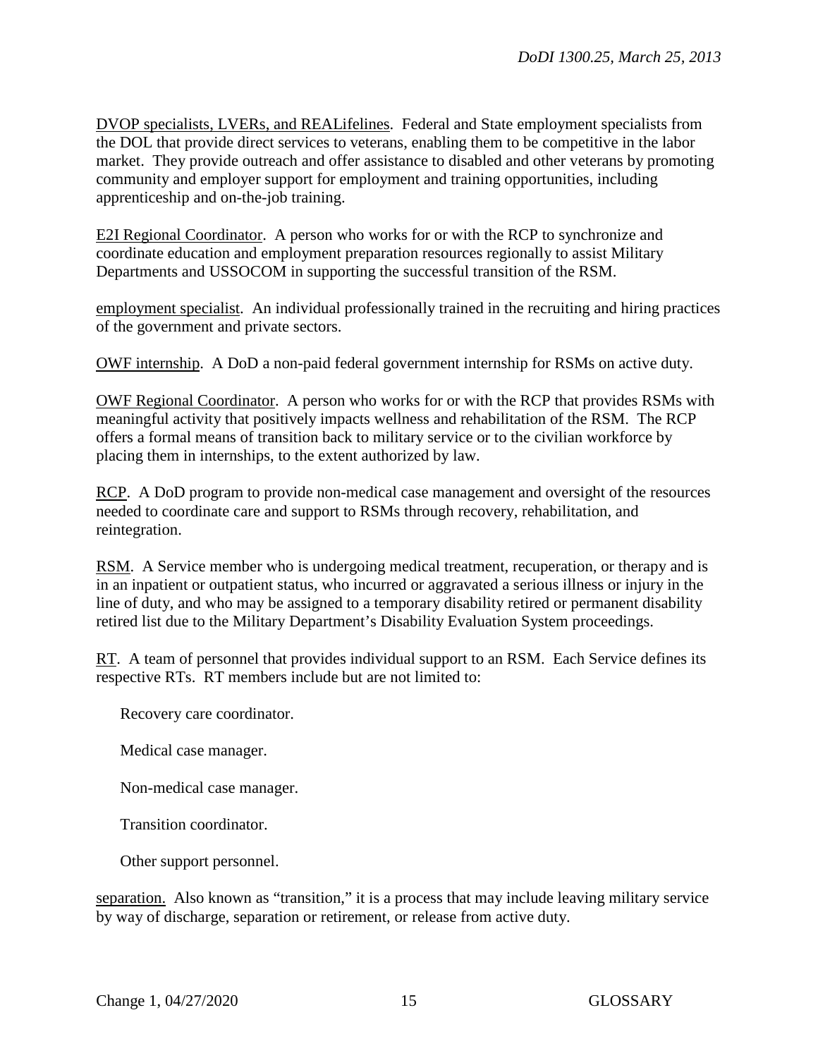DVOP specialists, LVERs, and REALifelines. Federal and State employment specialists from the DOL that provide direct services to veterans, enabling them to be competitive in the labor market. They provide outreach and offer assistance to disabled and other veterans by promoting community and employer support for employment and training opportunities, including apprenticeship and on-the-job training.

E2I Regional Coordinator. A person who works for or with the RCP to synchronize and coordinate education and employment preparation resources regionally to assist Military Departments and USSOCOM in supporting the successful transition of the RSM.

employment specialist. An individual professionally trained in the recruiting and hiring practices of the government and private sectors.

OWF internship. A DoD a non-paid federal government internship for RSMs on active duty.

OWF Regional Coordinator. A person who works for or with the RCP that provides RSMs with meaningful activity that positively impacts wellness and rehabilitation of the RSM. The RCP offers a formal means of transition back to military service or to the civilian workforce by placing them in internships, to the extent authorized by law.

RCP. A DoD program to provide non-medical case management and oversight of the resources needed to coordinate care and support to RSMs through recovery, rehabilitation, and reintegration.

RSM. A Service member who is undergoing medical treatment, recuperation, or therapy and is in an inpatient or outpatient status, who incurred or aggravated a serious illness or injury in the line of duty, and who may be assigned to a temporary disability retired or permanent disability retired list due to the Military Department's Disability Evaluation System proceedings.

RT. A team of personnel that provides individual support to an RSM. Each Service defines its respective RTs. RT members include but are not limited to:

Recovery care coordinator.

Medical case manager.

Non-medical case manager.

Transition coordinator.

Other support personnel.

separation. Also known as "transition," it is a process that may include leaving military service by way of discharge, separation or retirement, or release from active duty.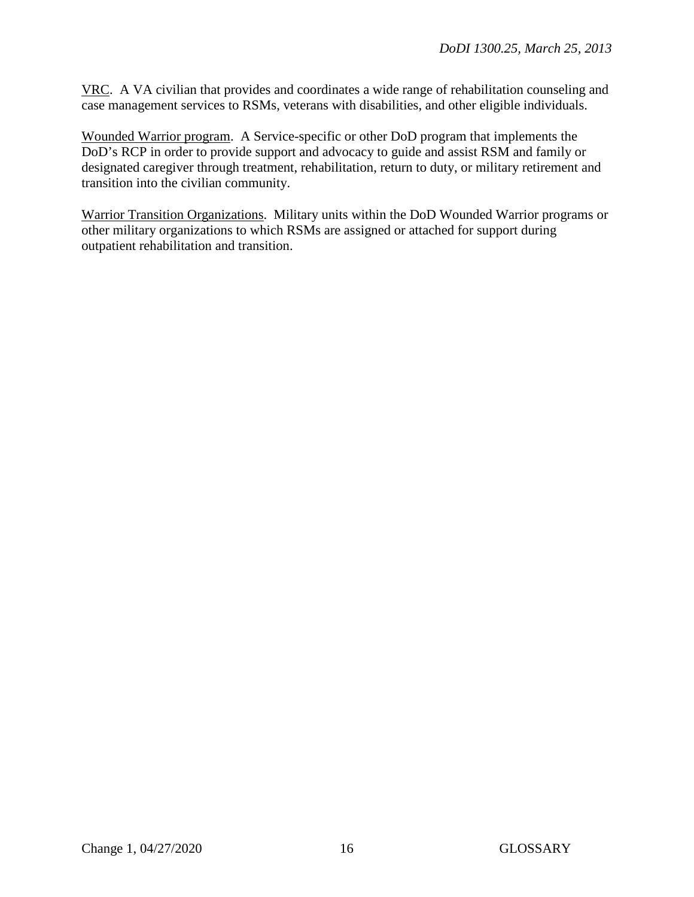<u>VRC</u>. A VA civilian that provides and coordinates a wide range of rehabilitation counseling and case management services to RSMs, veterans with disabilities, and other eligible individuals.

<u>Wounded Warrior program</u>. A Service-specific or other DoD program that implements the DoD's RCP in order to provide support and advocacy to guide and assist RSM and family or designated caregiver through treatment, rehabilitation, return to duty, or military retirement and transition into the civilian community.

<u>Warrior Transition Organizations</u>. Military units within the DoD Wounded Warrior programs or other military organizations to which RSMs are assigned or attached for support during outpatient rehabilitation and transition.